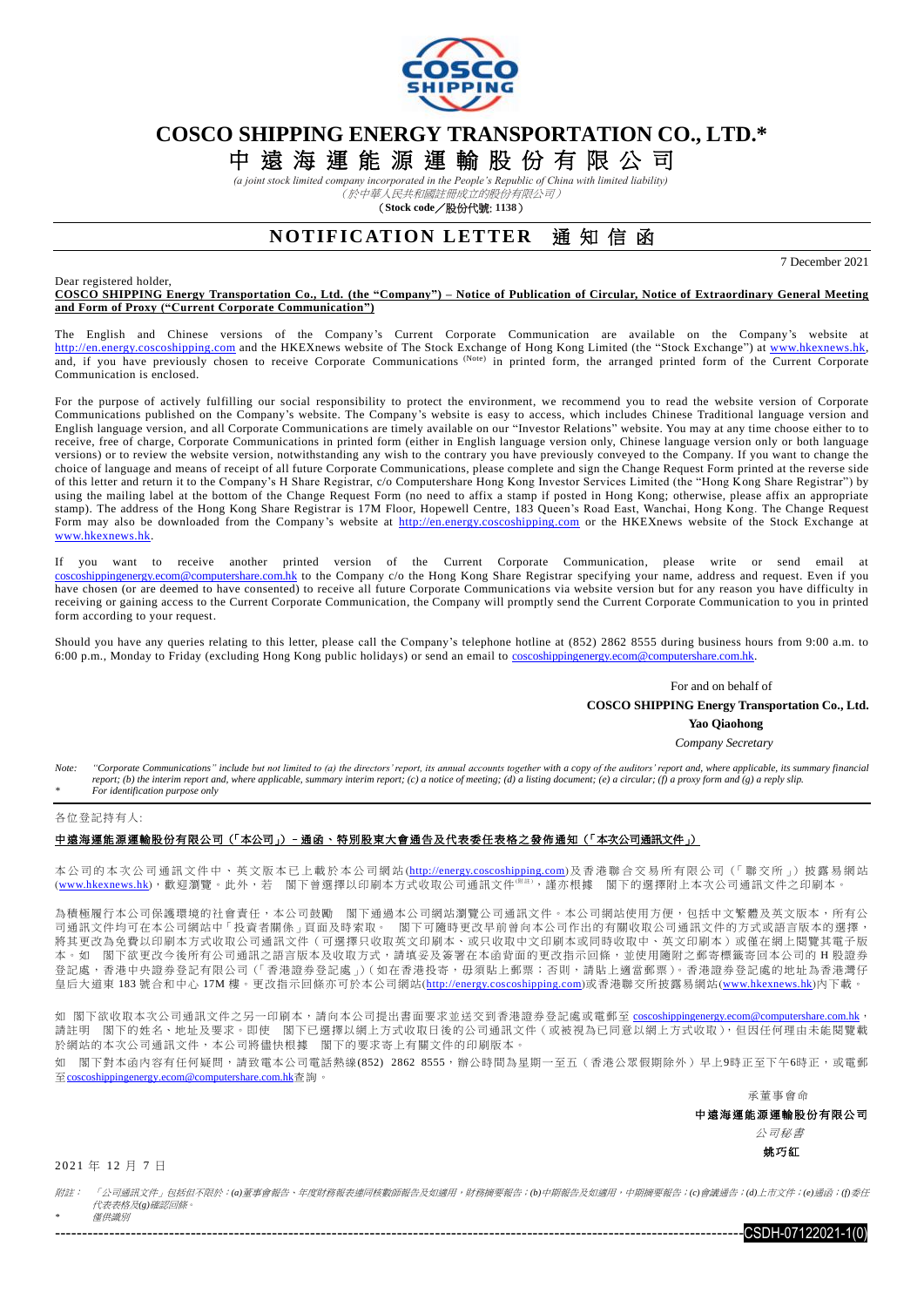# COSCO SHIPPING ENERGY TRANSPORTATION CO., LTD.*

# 中遠海運能源運輸股份有限公司

*(a joint stock limited company incorporated in the People's Republic of China with limited liability)*
*（於中華人民共和國註冊成立的股份有限公司）*
**（Stock code／股份代號: 1138）**

## NOTIFICATION LETTER 通知信函

7 December 2021

Dear registered holder,

**COSCO SHIPPING Energy Transportation Co., Ltd. (the "Company") – Notice of Publication of Circular, Notice of Extraordinary General Meeting and Form of Proxy ("Current Corporate Communication")**

The English and Chinese versions of the Company's Current Corporate Communication are available on the Company's website at http://en.energy.coscoshipping.com and the HKEXnews website of The Stock Exchange of Hong Kong Limited (the "Stock Exchange") at www.hkexnews.hk, and, if you have previously chosen to receive Corporate Communications (Note) in printed form, the arranged printed form of the Current Corporate Communication is enclosed.

For the purpose of actively fulfilling our social responsibility to protect the environment, we recommend you to read the website version of Corporate Communications published on the Company's website. The Company's website is easy to access, which includes Chinese Traditional language version and English language version, and all Corporate Communications are timely available on our "Investor Relations" website. You may at any time choose either to to receive, free of charge, Corporate Communications in printed form (either in English language version only, Chinese language version only or both language versions) or to review the website version, notwithstanding any wish to the contrary you have previously conveyed to the Company. If you want to change the choice of language and means of receipt of all future Corporate Communications, please complete and sign the Change Request Form printed at the reverse side of this letter and return it to the Company's H Share Registrar, c/o Computershare Hong Kong Investor Services Limited (the "Hong Kong Share Registrar") by using the mailing label at the bottom of the Change Request Form (no need to affix a stamp if posted in Hong Kong; otherwise, please affix an appropriate stamp). The address of the Hong Kong Share Registrar is 17M Floor, Hopewell Centre, 183 Queen's Road East, Wanchai, Hong Kong. The Change Request Form may also be downloaded from the Company's website at http://en.energy.coscoshipping.com or the HKEXnews website of the Stock Exchange at www.hkexnews.hk.

If you want to receive another printed version of the Current Corporate Communication, please write or send email at coscoshippingenergy.ecom@computershare.com.hk to the Company c/o the Hong Kong Share Registrar specifying your name, address and request. Even if you have chosen (or are deemed to have consented) to receive all future Corporate Communications via website version but for any reason you have difficulty in receiving or gaining access to the Current Corporate Communication, the Company will promptly send the Current Corporate Communication to you in printed form according to your request.

Should you have any queries relating to this letter, please call the Company's telephone hotline at (852) 2862 8555 during business hours from 9:00 a.m. to 6:00 p.m., Monday to Friday (excluding Hong Kong public holidays) or send an email to coscoshippingenergy.ecom@computershare.com.hk.

For and on behalf of
**COSCO SHIPPING Energy Transportation Co., Ltd.**
**Yao Qiaohong**
*Company Secretary*

*Note: "Corporate Communications" include but not limited to (a) the directors' report, its annual accounts together with a copy of the auditors' report and, where applicable, its summary financial report; (b) the interim report and, where applicable, summary interim report; (c) a notice of meeting; (d) a listing document; (e) a circular; (f) a proxy form and (g) a reply slip.*
*\* For identification purpose only*

各位登記持有人:

**中遠海運能源運輸股份有限公司（「本公司」）－通函、特別股東大會通告及代表委任表格之發佈通知（「本次公司通訊文件」）**

本公司的本次公司通訊文件中、英文版本已上載於本公司網站(http://energy.coscoshipping.com)及香港聯合交易所有限公司（「聯交所」）披露易網站(www.hkexnews.hk)，歡迎瀏覽。此外，若 閣下曾選擇以印刷本方式收取公司通訊文件(附註)，謹亦根據 閣下的選擇附上本次公司通訊文件之印刷本。

為積極履行本公司保護環境的社會責任，本公司鼓勵 閣下通過本公司網站瀏覽公司通訊文件。本公司網站使用方便，包括中文繁體及英文版本，所有公司通訊文件均可在本公司網站中「投資者關係」頁面及時索取。 閣下可隨時更改早前曾向本公司作出的有關收取公司通訊文件的方式或語言版本的選擇，將其更改為免費以印刷本方式收取公司通訊文件（可選擇只收取英文印刷本、或只收取中文印刷本或同時收取中、英文印刷本）或僅在網上閱覽其電子版本。如 閣下欲更改今後所有公司通訊之語言版本及收取方式，請填妥及簽署在本函背面的更改指示回條，並使用隨附之郵寄標籤寄回本公司的H股證券登記處，香港中央證券登記有限公司（「香港證券登記處」）(如在香港投寄，毋須貼上郵票；否則，請貼上適當郵票)。香港證券登記處的地址為香港灣仔皇后大道東183號合和中心17M樓。更改指示回條亦可於本公司網站(http://energy.coscoshipping.com)或香港聯交所披露易網站(www.hkexnews.hk)內下載。

如 閣下欲收取本次公司通訊文件之另一印刷本，請向本公司提出書面要求並送交到香港證券登記處或電郵至 coscoshippingenergy.ecom@computershare.com.hk，請註明 閣下的姓名、地址及要求。即使 閣下已選擇以網上方式收取日後的公司通訊文件（或被視為已同意以網上方式收取），但因任何理由未能閱覽載於網站的本次公司通訊文件，本公司將儘快根據 閣下的要求寄上有關文件的印刷版本。

如 閣下對本函內容有任何疑問，請致電本公司電話熱線(852) 2862 8555，辦公時間為星期一至五（香港公眾假期除外）早上9時正至下午6時正，或電郵至coscoshippingenergy.ecom@computershare.com.hk查詢。

承董事會命
**中遠海運能源運輸股份有限公司**
*公司秘書*
**姚巧紅**

2021年12月7日

*附註： 「公司通訊文件」包括但不限於：(a)董事會報告、年度財務報表連同核數師報告及如適用，財務摘要報告；(b)中期報告及如適用，中期摘要報告；(c)會議通告；(d)上市文件；(e)通函；(f)委任代表表格及(g)確認回條。*
*\* 僅供識別*

CSDH-07122021-1(0)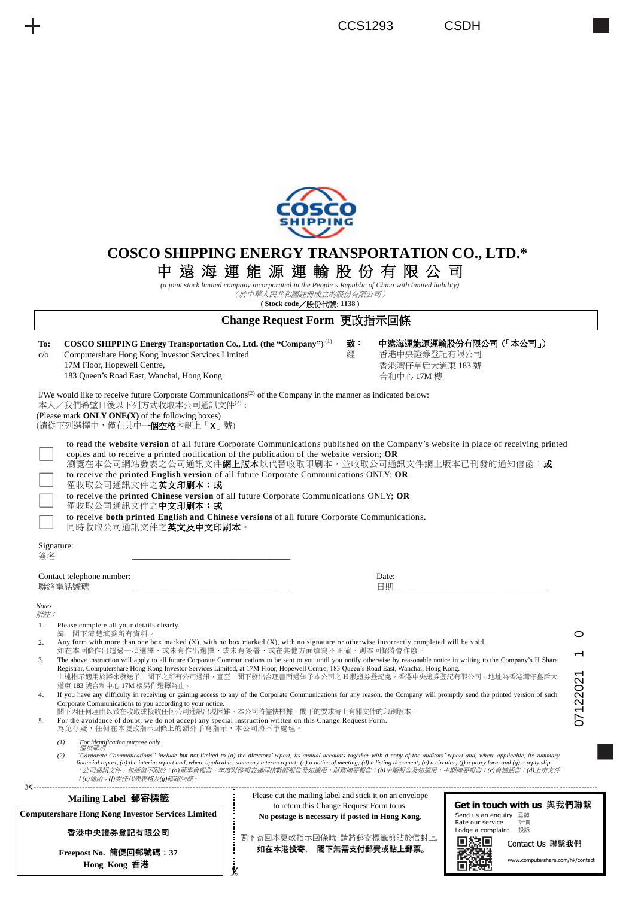# COSCO SHIPPING ENERGY TRANSPORTATION CO., LTD.*

# 中遠海運能源運輸股份有限公司

*(a joint stock limited company incorporated in the People's Republic of China with limited liability)*
*（於中華人民共和國註冊成立的股份有限公司）*
**（Stock code／股份代號: 1138）**

## Change Request Form 更改指示回條

**To:** **COSCO SHIPPING Energy Transportation Co., Ltd. (the "Company")** [1]
c/o Computershare Hong Kong Investor Services Limited
17M Floor, Hopewell Centre,
183 Queen's Road East, Wanchai, Hong Kong

**致：中遠海運能源運輸股份有限公司（「本公司」）**
經 香港中央證券登記有限公司
香港灣仔皇后大道東 183 號
合和中心 17M 樓

I/We would like to receive future Corporate Communications[2] of the Company in the manner as indicated below:
本人／我們希望日後以下列方式收取本公司通訊文件[2]：
(Please mark **ONLY ONE(X)** of the following boxes)
(請從下列選擇中，僅在其中**一個空格**內劃上「**X**」號)

☐ to read the **website version** of all future Corporate Communications published on the Company's website in place of receiving printed copies and to receive a printed notification of the publication of the website version; **OR**
瀏覽在本公司網站發表之公司通訊文件**網上版本**以代替收取印刷本，並收取公司通訊文件網上版本已刊發的通知信函；**或**

☐ to receive the **printed English version** of all future Corporate Communications ONLY; **OR**
僅收取公司通訊文件之**英文印刷本**；**或**

☐ to receive the **printed Chinese version** of all future Corporate Communications ONLY; **OR**
僅收取公司通訊文件之**中文印刷本**；**或**

☐ to receive **both printed English and Chinese versions** of all future Corporate Communications.
同時收取公司通訊文件之**英文及中文印刷本**。

Signature:
簽名 ______________________________

Contact telephone number:
聯絡電話號碼 ______________________________

Date:
日期 ______________________________

*Notes*
*附註：*

1. Please complete all your details clearly.
   請 閣下清楚填妥所有資料。
2. Any form with more than one box marked (X), with no box marked (X), with no signature or otherwise incorrectly completed will be void.
   如在本回條作出超過一項選擇、或未有作出選擇、或未有簽署、或在其他方面填寫不正確，則本回條將會作廢。
3. The above instruction will apply to all future Corporate Communications to be sent to you until you notify otherwise by reasonable notice in writing to the Company's H Share Registrar, Computershare Hong Kong Investor Services Limited, at 17M Floor, Hopewell Centre, 183 Queen's Road East, Wanchai, Hong Kong.
   上述指示適用於將來發送予 閣下之所有公司通訊，直至 閣下發出合理書面通知予本公司之 H 股證券登記處，香港中央證券登記有限公司，地址為香港灣仔皇后大道東 183 號合和中心 17M 樓另作選擇為止。
4. If you have any difficulty in receiving or gaining access to any of the Corporate Communications for any reason, the Company will promptly send the printed version of such Corporate Communications to you according to your notice.
   閣下因任何理由以致在收取或接收任何公司通訊出現困難，本公司將儘快根據 閣下的要求寄上有關文件的印刷版本。
5. For the avoidance of doubt, we do not accept any special instruction written on this Change Request Form.
   為免存疑，任何在本更改指示回條上的額外手寫指示，本公司將不予處理。

*(1) For identification purpose only*
*僅供識別*

*(2) "Corporate Communications" include but not limited to (a) the directors' report, its annual accounts together with a copy of the auditors' report and, where applicable, its summary financial report, (b) the interim report and, where applicable, summary interim report; (c) a notice of meeting; (d) a listing document; (e) a circular; (f) a proxy form and (g) a reply slip.*
*「公司通訊文件」包括但不限於：(a)董事會報告、年度財務報表連同核數師報告及如適用，財務摘要報告；(b)中期報告及如適用，中期摘要報告；(c)會議通告；(d)上市文件；(e)通函；(f)委任代表表格及(g)確認回條。*

---

**Mailing Label 郵寄標籤**

**Computershare Hong Kong Investor Services Limited**

**香港中央證券登記有限公司**

**Freepost No. 簡便回郵號碼：37**
**Hong Kong 香港**

Please cut the mailing label and stick it on an envelope to return this Change Request Form to us.
**No postage is necessary if posted in Hong Kong.**

閣下寄回本更改指示回條時，請將郵寄標籤剪貼於信封上。
**如在本港投寄， 閣下無需支付郵費或貼上郵票。**

**Get in touch with us 與我們聯繫**
Send us an enquiry 查詢
Rate our service 評價
Lodge a complaint 投訴
Contact Us 聯繫我們
www.computershare.com/hk/contact